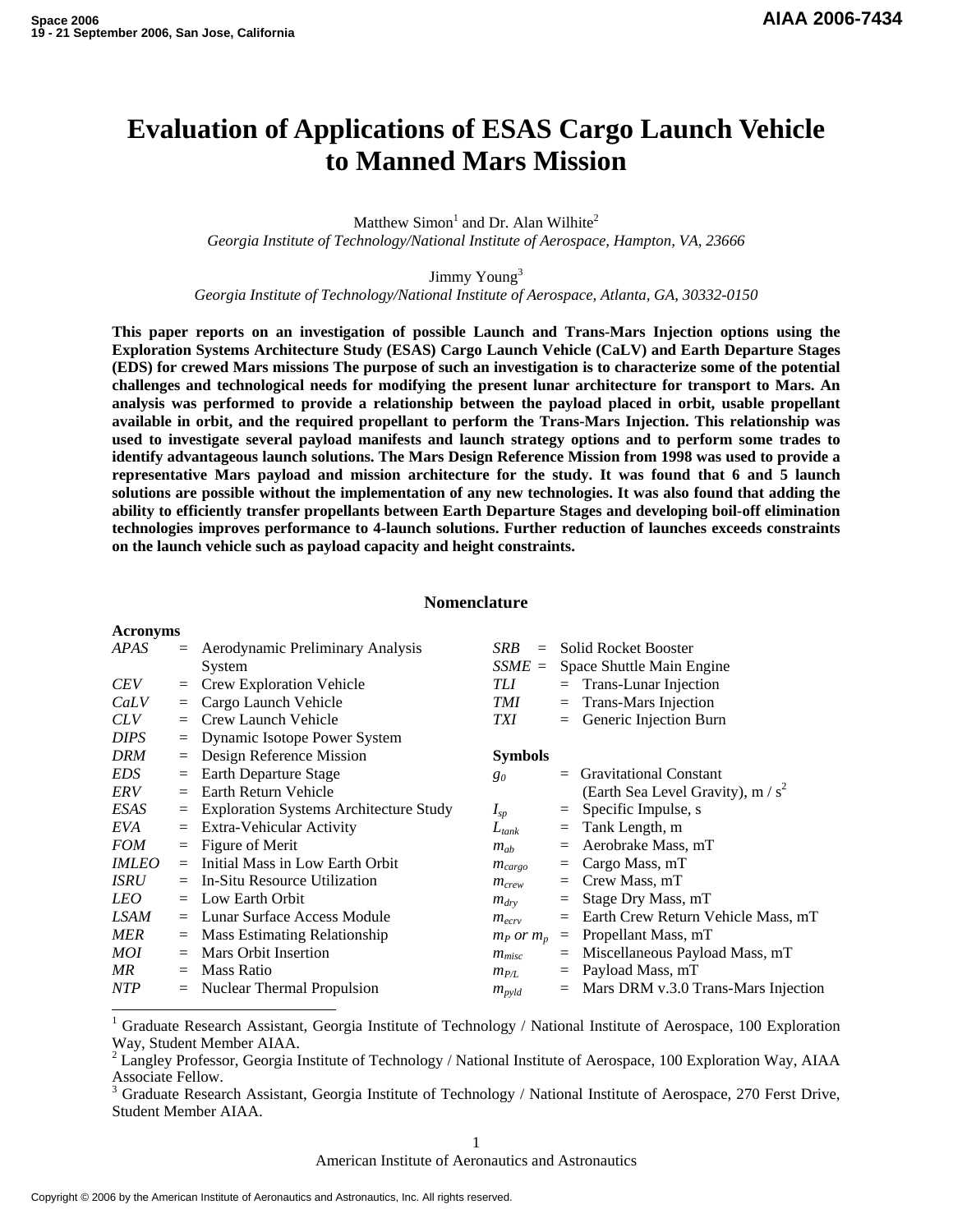# Evaluation of Applications of ESAS Cargo Launch Vehicle to Manned Mars Mission

Matthew Simon[1] and Dr. Alan Wilhite[2]
*Georgia Institute of Technology/National Institute of Aerospace, Hampton, VA, 23666*

Jimmy Young[3]
*Georgia Institute of Technology/National Institute of Aerospace, Atlanta, GA, 30332-0150*

**This paper reports on an investigation of possible Launch and Trans-Mars Injection options using the Exploration Systems Architecture Study (ESAS) Cargo Launch Vehicle (CaLV) and Earth Departure Stages (EDS) for crewed Mars missions The purpose of such an investigation is to characterize some of the potential challenges and technological needs for modifying the present lunar architecture for transport to Mars. An analysis was performed to provide a relationship between the payload placed in orbit, usable propellant available in orbit, and the required propellant to perform the Trans-Mars Injection. This relationship was used to investigate several payload manifests and launch strategy options and to perform some trades to identify advantageous launch solutions. The Mars Design Reference Mission from 1998 was used to provide a representative Mars payload and mission architecture for the study. It was found that 6 and 5 launch solutions are possible without the implementation of any new technologies. It was also found that adding the ability to efficiently transfer propellants between Earth Departure Stages and developing boil-off elimination technologies improves performance to 4-launch solutions. Further reduction of launches exceeds constraints on the launch vehicle such as payload capacity and height constraints.**

## Nomenclature

**Acronyms**

*APAS* = Aerodynamic Preliminary Analysis System
*CEV* = Crew Exploration Vehicle
*CaLV* = Cargo Launch Vehicle
*CLV* = Crew Launch Vehicle
*DIPS* = Dynamic Isotope Power System
*DRM* = Design Reference Mission
*EDS* = Earth Departure Stage
*ERV* = Earth Return Vehicle
*ESAS* = Exploration Systems Architecture Study
*EVA* = Extra-Vehicular Activity
*FOM* = Figure of Merit
*IMLEO* = Initial Mass in Low Earth Orbit
*ISRU* = In-Situ Resource Utilization
*LEO* = Low Earth Orbit
*LSAM* = Lunar Surface Access Module
*MER* = Mass Estimating Relationship
*MOI* = Mars Orbit Insertion
*MR* = Mass Ratio
*NTP* = Nuclear Thermal Propulsion
*SRB* = Solid Rocket Booster
*SSME* = Space Shuttle Main Engine
*TLI* = Trans-Lunar Injection
*TMI* = Trans-Mars Injection
*TXI* = Generic Injection Burn

**Symbols**

$g_0$ = Gravitational Constant (Earth Sea Level Gravity), m / s$^2$
$I_{sp}$ = Specific Impulse, s
$L_{tank}$ = Tank Length, m
$m_{ab}$ = Aerobrake Mass, mT
$m_{cargo}$ = Cargo Mass, mT
$m_{crew}$ = Crew Mass, mT
$m_{dry}$ = Stage Dry Mass, mT
$m_{ecrv}$ = Earth Crew Return Vehicle Mass, mT
$m_P$ or $m_p$ = Propellant Mass, mT
$m_{misc}$ = Miscellaneous Payload Mass, mT
$m_{P/L}$ = Payload Mass, mT
$m_{pyld}$ = Mars DRM v.3.0 Trans-Mars Injection

[1] Graduate Research Assistant, Georgia Institute of Technology / National Institute of Aerospace, 100 Exploration Way, Student Member AIAA.
[2] Langley Professor, Georgia Institute of Technology / National Institute of Aerospace, 100 Exploration Way, AIAA Associate Fellow.
[3] Graduate Research Assistant, Georgia Institute of Technology / National Institute of Aerospace, 270 Ferst Drive, Student Member AIAA.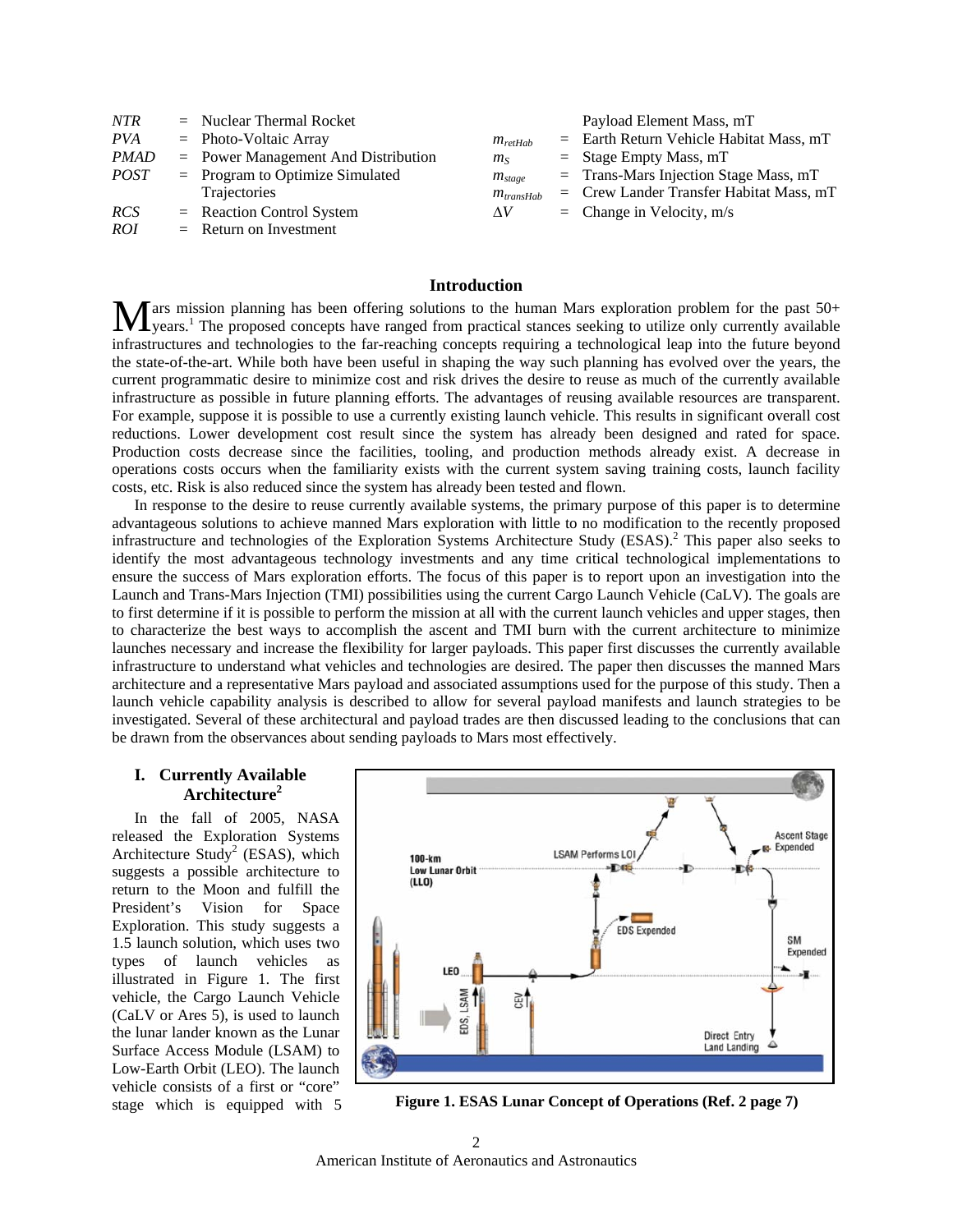| | | | | | |
|---|---|---|---|---|---|
| *NTR* | = | Nuclear Thermal Rocket | | | Payload Element Mass, mT |
| *PVA* | = | Photo-Voltaic Array | $m_{retHab}$ | = | Earth Return Vehicle Habitat Mass, mT |
| *PMAD* | = | Power Management And Distribution | $m_S$ | = | Stage Empty Mass, mT |
| *POST* | = | Program to Optimize Simulated Trajectories | $m_{stage}$ | = | Trans-Mars Injection Stage Mass, mT |
| | | | $m_{transHab}$ | = | Crew Lander Transfer Habitat Mass, mT |
| *RCS* | = | Reaction Control System | $\Delta V$ | = | Change in Velocity, m/s |
| *ROI* | = | Return on Investment | | | |

## Introduction

Mars mission planning has been offering solutions to the human Mars exploration problem for the past 50+ years.[1] The proposed concepts have ranged from practical stances seeking to utilize only currently available infrastructures and technologies to the far-reaching concepts requiring a technological leap into the future beyond the state-of-the-art. While both have been useful in shaping the way such planning has evolved over the years, the current programmatic desire to minimize cost and risk drives the desire to reuse as much of the currently available infrastructure as possible in future planning efforts. The advantages of reusing available resources are transparent. For example, suppose it is possible to use a currently existing launch vehicle. This results in significant overall cost reductions. Lower development cost result since the system has already been designed and rated for space. Production costs decrease since the facilities, tooling, and production methods already exist. A decrease in operations costs occurs when the familiarity exists with the current system saving training costs, launch facility costs, etc. Risk is also reduced since the system has already been tested and flown.

In response to the desire to reuse currently available systems, the primary purpose of this paper is to determine advantageous solutions to achieve manned Mars exploration with little to no modification to the recently proposed infrastructure and technologies of the Exploration Systems Architecture Study (ESAS).[2] This paper also seeks to identify the most advantageous technology investments and any time critical technological implementations to ensure the success of Mars exploration efforts. The focus of this paper is to report upon an investigation into the Launch and Trans-Mars Injection (TMI) possibilities using the current Cargo Launch Vehicle (CaLV). The goals are to first determine if it is possible to perform the mission at all with the current launch vehicles and upper stages, then to characterize the best ways to accomplish the ascent and TMI burn with the current architecture to minimize launches necessary and increase the flexibility for larger payloads. This paper first discusses the currently available infrastructure to understand what vehicles and technologies are desired. The paper then discusses the manned Mars architecture and a representative Mars payload and associated assumptions used for the purpose of this study. Then a launch vehicle capability analysis is described to allow for several payload manifests and launch strategies to be investigated. Several of these architectural and payload trades are then discussed leading to the conclusions that can be drawn from the observations about sending payloads to Mars most effectively.

## I. Currently Available Architecture[2]

In the fall of 2005, NASA released the Exploration Systems Architecture Study[2] (ESAS), which suggests a possible architecture to return to the Moon and fulfill the President's Vision for Space Exploration. This study suggests a 1.5 launch solution, which uses two types of launch vehicles as illustrated in Figure 1. The first vehicle, the Cargo Launch Vehicle (CaLV or Ares 5), is used to launch the lunar lander known as the Lunar Surface Access Module (LSAM) to Low-Earth Orbit (LEO). The launch vehicle consists of a first or "core" stage which is equipped with 5

100-km Low Lunar Orbit (LLO)
LSAM Performs LOI
Ascent Stage Expended
EDS Expended
SM Expended
LEO
EDS, LSAM
CEV
Direct Entry Land Landing

**Figure 1. ESAS Lunar Concept of Operations (Ref. 2 page 7)**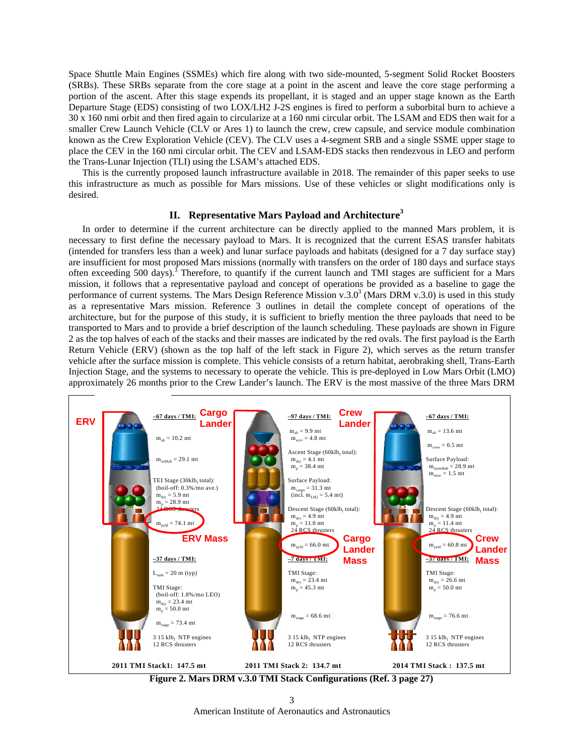Space Shuttle Main Engines (SSMEs) which fire along with two side-mounted, 5-segment Solid Rocket Boosters (SRBs). These SRBs separate from the core stage at a point in the ascent and leave the core stage performing a portion of the ascent. After this stage expends its propellant, it is staged and an upper stage known as the Earth Departure Stage (EDS) consisting of two LOX/LH2 J-2S engines is fired to perform a suborbital burn to achieve a 30 x 160 nmi orbit and then fired again to circularize at a 160 nmi circular orbit. The LSAM and EDS then wait for a smaller Crew Launch Vehicle (CLV or Ares 1) to launch the crew, crew capsule, and service module combination known as the Crew Exploration Vehicle (CEV). The CLV uses a 4-segment SRB and a single SSME upper stage to place the CEV in the 160 nmi circular orbit. The CEV and LSAM-EDS stacks then rendezvous in LEO and perform the Trans-Lunar Injection (TLI) using the LSAM's attached EDS.

This is the currently proposed launch infrastructure available in 2018. The remainder of this paper seeks to use this infrastructure as much as possible for Mars missions. Use of these vehicles or slight modifications only is desired.

## II. Representative Mars Payload and Architecture[3]

In order to determine if the current architecture can be directly applied to the manned Mars problem, it is necessary to first define the necessary payload to Mars. It is recognized that the current ESAS transfer habitats (intended for transfers less than a week) and lunar surface payloads and habitats (designed for a 7 day surface stay) are insufficient for most proposed Mars missions (normally with transfers on the order of 180 days and surface stays often exceeding 500 days).[3] Therefore, to quantify if the current launch and TMI stages are sufficient for a Mars mission, it follows that a representative payload and concept of operations be provided as a baseline to gage the performance of current systems. The Mars Design Reference Mission v.3.0[3] (Mars DRM v.3.0) is used in this study as a representative Mars mission. Reference 3 outlines in detail the complete concept of operations of the architecture, but for the purpose of this study, it is sufficient to briefly mention the three payloads that need to be transported to Mars and to provide a brief description of the launch scheduling. These payloads are shown in Figure 2 as the top halves of each of the stacks and their masses are indicated by the red ovals. The first payload is the Earth Return Vehicle (ERV) (shown as the top half of the left stack in Figure 2), which serves as the return transfer vehicle after the surface mission is complete. This vehicle consists of a return habitat, aerobraking shell, Trans-Earth Injection Stage, and the systems to necessary to operate the vehicle. This is pre-deployed in Low Mars Orbit (LMO) approximately 26 months prior to the Crew Lander's launch. The ERV is the most massive of the three Mars DRM

**Figure 2. Mars DRM v.3.0 TMI Stack Configurations (Ref. 3 page 27)**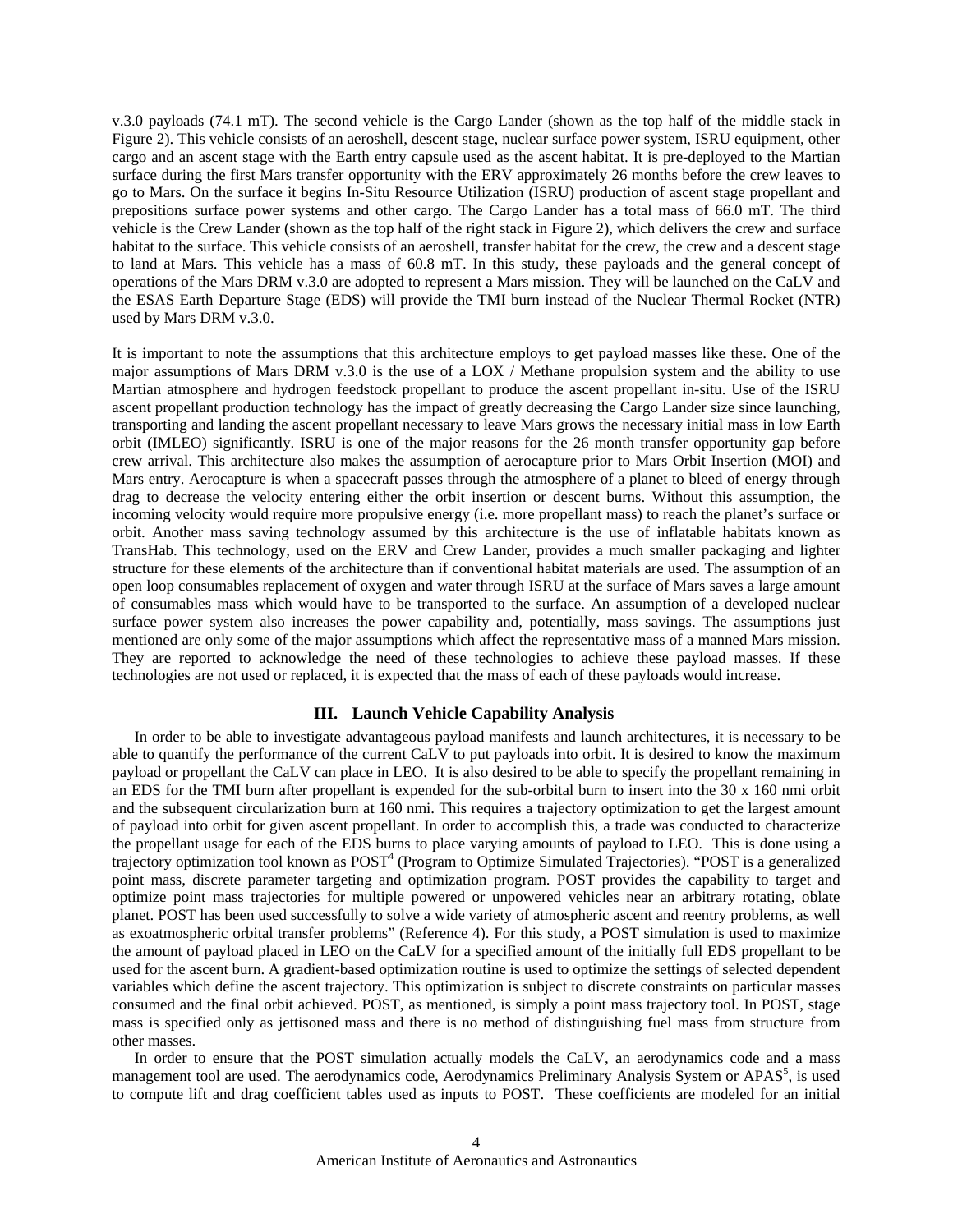v.3.0 payloads (74.1 mT). The second vehicle is the Cargo Lander (shown as the top half of the middle stack in Figure 2). This vehicle consists of an aeroshell, descent stage, nuclear surface power system, ISRU equipment, other cargo and an ascent stage with the Earth entry capsule used as the ascent habitat. It is pre-deployed to the Martian surface during the first Mars transfer opportunity with the ERV approximately 26 months before the crew leaves to go to Mars. On the surface it begins In-Situ Resource Utilization (ISRU) production of ascent stage propellant and prepositions surface power systems and other cargo. The Cargo Lander has a total mass of 66.0 mT. The third vehicle is the Crew Lander (shown as the top half of the right stack in Figure 2), which delivers the crew and surface habitat to the surface. This vehicle consists of an aeroshell, transfer habitat for the crew, the crew and a descent stage to land at Mars. This vehicle has a mass of 60.8 mT. In this study, these payloads and the general concept of operations of the Mars DRM v.3.0 are adopted to represent a Mars mission. They will be launched on the CaLV and the ESAS Earth Departure Stage (EDS) will provide the TMI burn instead of the Nuclear Thermal Rocket (NTR) used by Mars DRM v.3.0.

It is important to note the assumptions that this architecture employs to get payload masses like these. One of the major assumptions of Mars DRM v.3.0 is the use of a LOX / Methane propulsion system and the ability to use Martian atmosphere and hydrogen feedstock propellant to produce the ascent propellant in-situ. Use of the ISRU ascent propellant production technology has the impact of greatly decreasing the Cargo Lander size since launching, transporting and landing the ascent propellant necessary to leave Mars grows the necessary initial mass in low Earth orbit (IMLEO) significantly. ISRU is one of the major reasons for the 26 month transfer opportunity gap before crew arrival. This architecture also makes the assumption of aerocapture prior to Mars Orbit Insertion (MOI) and Mars entry. Aerocapture is when a spacecraft passes through the atmosphere of a planet to bleed of energy through drag to decrease the velocity entering either the orbit insertion or descent burns. Without this assumption, the incoming velocity would require more propulsive energy (i.e. more propellant mass) to reach the planet's surface or orbit. Another mass saving technology assumed by this architecture is the use of inflatable habitats known as TransHab. This technology, used on the ERV and Crew Lander, provides a much smaller packaging and lighter structure for these elements of the architecture than if conventional habitat materials are used. The assumption of an open loop consumables replacement of oxygen and water through ISRU at the surface of Mars saves a large amount of consumables mass which would have to be transported to the surface. An assumption of a developed nuclear surface power system also increases the power capability and, potentially, mass savings. The assumptions just mentioned are only some of the major assumptions which affect the representative mass of a manned Mars mission. They are reported to acknowledge the need of these technologies to achieve these payload masses. If these technologies are not used or replaced, it is expected that the mass of each of these payloads would increase.

## III. Launch Vehicle Capability Analysis

In order to be able to investigate advantageous payload manifests and launch architectures, it is necessary to be able to quantify the performance of the current CaLV to put payloads into orbit. It is desired to know the maximum payload or propellant the CaLV can place in LEO. It is also desired to be able to specify the propellant remaining in an EDS for the TMI burn after propellant is expended for the sub-orbital burn to insert into the 30 x 160 nmi orbit and the subsequent circularization burn at 160 nmi. This requires a trajectory optimization to get the largest amount of payload into orbit for given ascent propellant. In order to accomplish this, a trade was conducted to characterize the propellant usage for each of the EDS burns to place varying amounts of payload to LEO. This is done using a trajectory optimization tool known as POST[4] (Program to Optimize Simulated Trajectories). "POST is a generalized point mass, discrete parameter targeting and optimization program. POST provides the capability to target and optimize point mass trajectories for multiple powered or unpowered vehicles near an arbitrary rotating, oblate planet. POST has been used successfully to solve a wide variety of atmospheric ascent and reentry problems, as well as exoatmospheric orbital transfer problems" (Reference 4). For this study, a POST simulation is used to maximize the amount of payload placed in LEO on the CaLV for a specified amount of the initially full EDS propellant to be used for the ascent burn. A gradient-based optimization routine is used to optimize the settings of selected dependent variables which define the ascent trajectory. This optimization is subject to discrete constraints on particular masses consumed and the final orbit achieved. POST, as mentioned, is simply a point mass trajectory tool. In POST, stage mass is specified only as jettisoned mass and there is no method of distinguishing fuel mass from structure from other masses.

In order to ensure that the POST simulation actually models the CaLV, an aerodynamics code and a mass management tool are used. The aerodynamics code, Aerodynamics Preliminary Analysis System or APAS[5], is used to compute lift and drag coefficient tables used as inputs to POST. These coefficients are modeled for an initial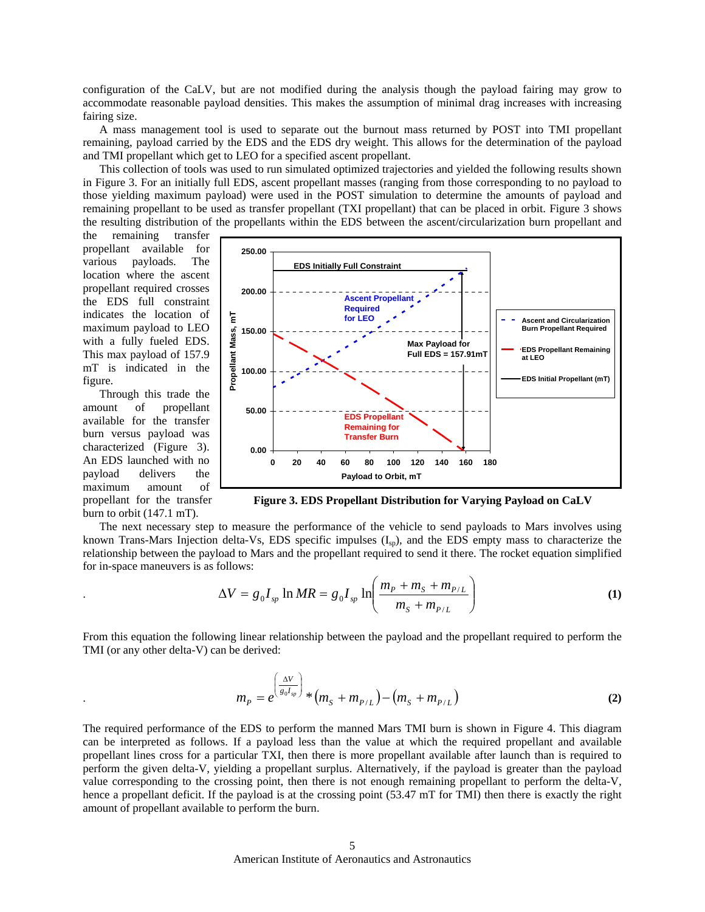configuration of the CaLV, but are not modified during the analysis though the payload fairing may grow to accommodate reasonable payload densities. This makes the assumption of minimal drag increases with increasing fairing size.

A mass management tool is used to separate out the burnout mass returned by POST into TMI propellant remaining, payload carried by the EDS and the EDS dry weight. This allows for the determination of the payload and TMI propellant which get to LEO for a specified ascent propellant.

This collection of tools was used to run simulated optimized trajectories and yielded the following results shown in Figure 3. For an initially full EDS, ascent propellant masses (ranging from those corresponding to no payload to those yielding maximum payload) were used in the POST simulation to determine the amounts of payload and remaining propellant to be used as transfer propellant (TXI propellant) that can be placed in orbit. Figure 3 shows the resulting distribution of the propellants within the EDS between the ascent/circularization burn propellant and the remaining transfer propellant available for various payloads. The location where the ascent propellant required crosses the EDS full constraint indicates the location of maximum payload to LEO with a fully fueled EDS. This max payload of 157.9 mT is indicated in the figure.

Through this trade the amount of propellant available for the transfer burn versus payload was characterized (Figure 3). An EDS launched with no payload delivers the maximum amount of propellant for the transfer burn to orbit (147.1 mT).

**Figure 3. EDS Propellant Distribution for Varying Payload on CaLV**

The next necessary step to measure the performance of the vehicle to send payloads to Mars involves using known Trans-Mars Injection delta-Vs, EDS specific impulses ($I_{sp}$), and the EDS empty mass to characterize the relationship between the payload to Mars and the propellant required to send it there. The rocket equation simplified for in-space maneuvers is as follows:

$$\Delta V = g_0 I_{sp} \ln MR = g_0 I_{sp} \ln\left(\frac{m_P + m_S + m_{P/L}}{m_S + m_{P/L}}\right) \tag{1}$$

From this equation the following linear relationship between the payload and the propellant required to perform the TMI (or any other delta-V) can be derived:

$$m_P = e^{\left(\frac{\Delta V}{g_0 I_{sp}}\right)} * \left(m_S + m_{P/L}\right) - \left(m_S + m_{P/L}\right) \tag{2}$$

The required performance of the EDS to perform the manned Mars TMI burn is shown in Figure 4. This diagram can be interpreted as follows. If a payload less than the value at which the required propellant and available propellant lines cross for a particular TXI, then there is more propellant available after launch than is required to perform the given delta-V, yielding a propellant surplus. Alternatively, if the payload is greater than the payload value corresponding to the crossing point, then there is not enough remaining propellant to perform the delta-V, hence a propellant deficit. If the payload is at the crossing point (53.47 mT for TMI) then there is exactly the right amount of propellant available to perform the burn.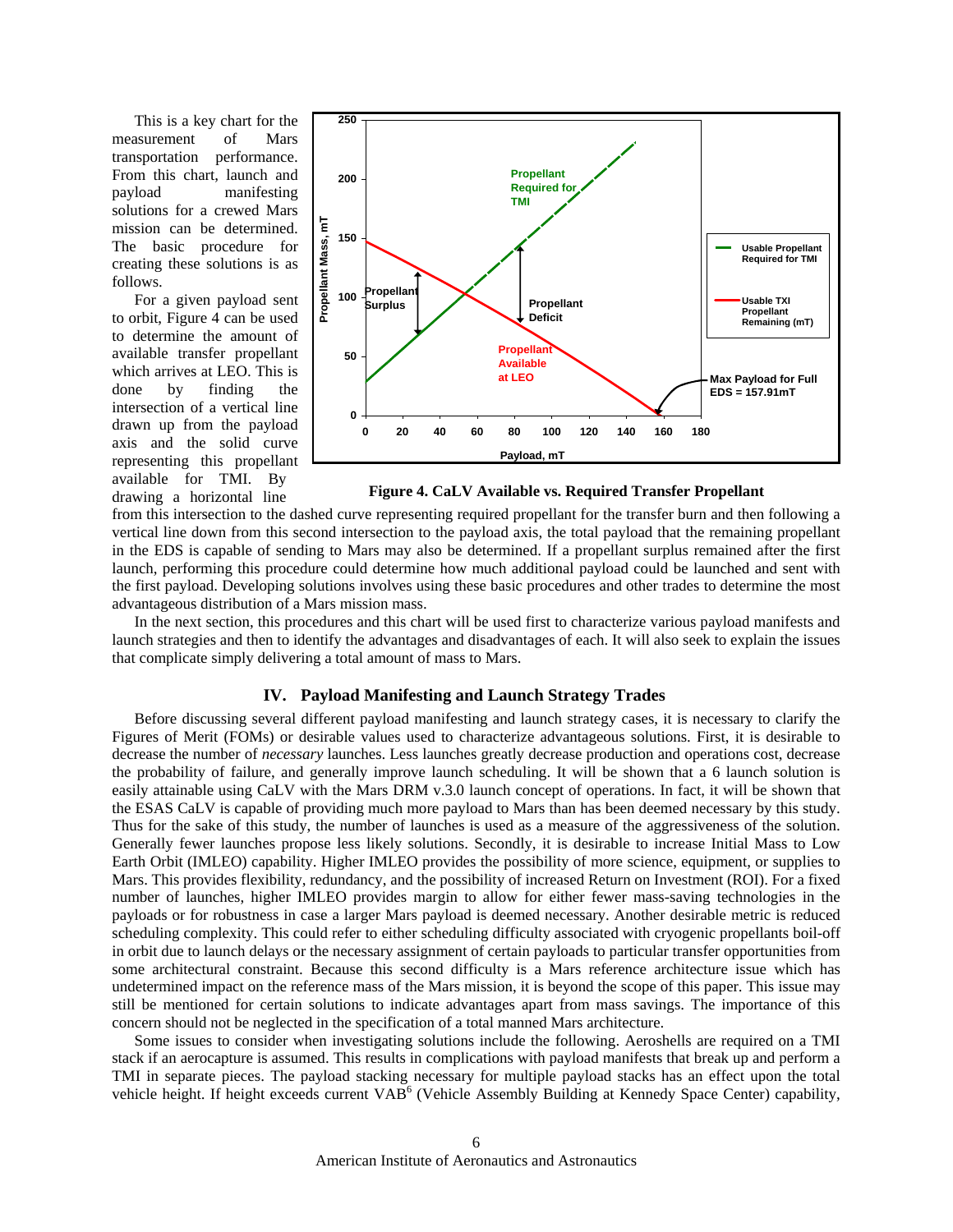This is a key chart for the measurement of Mars transportation performance. From this chart, launch and payload manifesting solutions for a crewed Mars mission can be determined. The basic procedure for creating these solutions is as follows.

For a given payload sent to orbit, Figure 4 can be used to determine the amount of available transfer propellant which arrives at LEO. This is done by finding the intersection of a vertical line drawn up from the payload axis and the solid curve representing this propellant available for TMI. By drawing a horizontal line from this intersection to the dashed curve representing required propellant for the transfer burn and then following a vertical line down from this second intersection to the payload axis, the total payload that the remaining propellant in the EDS is capable of sending to Mars may also be determined. If a propellant surplus remained after the first launch, performing this procedure could determine how much additional payload could be launched and sent with the first payload. Developing solutions involves using these basic procedures and other trades to determine the most advantageous distribution of a Mars mission mass.

Propellant Mass, mT

250
200
150
100
50
0

0 20 40 60 80 100 120 140 160 180

Payload, mT

Propellant Required for TMI

Propellant Surplus

Propellant Deficit

Propellant Available at LEO

Max Payload for Full EDS = 157.91mT

Usable Propellant Required for TMI

Usable TXI Propellant Remaining (mT)

**Figure 4. CaLV Available vs. Required Transfer Propellant**

In the next section, this procedures and this chart will be used first to characterize various payload manifests and launch strategies and then to identify the advantages and disadvantages of each. It will also seek to explain the issues that complicate simply delivering a total amount of mass to Mars.

## IV. Payload Manifesting and Launch Strategy Trades

Before discussing several different payload manifesting and launch strategy cases, it is necessary to clarify the Figures of Merit (FOMs) or desirable values used to characterize advantageous solutions. First, it is desirable to decrease the number of *necessary* launches. Less launches greatly decrease production and operations cost, decrease the probability of failure, and generally improve launch scheduling. It will be shown that a 6 launch solution is easily attainable using CaLV with the Mars DRM v.3.0 launch concept of operations. In fact, it will be shown that the ESAS CaLV is capable of providing much more payload to Mars than has been deemed necessary by this study. Thus for the sake of this study, the number of launches is used as a measure of the aggressiveness of the solution. Generally fewer launches propose less likely solutions. Secondly, it is desirable to increase Initial Mass to Low Earth Orbit (IMLEO) capability. Higher IMLEO provides the possibility of more science, equipment, or supplies to Mars. This provides flexibility, redundancy, and the possibility of increased Return on Investment (ROI). For a fixed number of launches, higher IMLEO provides margin to allow for either fewer mass-saving technologies in the payloads or for robustness in case a larger Mars payload is deemed necessary. Another desirable metric is reduced scheduling complexity. This could refer to either scheduling difficulty associated with cryogenic propellants boil-off in orbit due to launch delays or the necessary assignment of certain payloads to particular transfer opportunities from some architectural constraint. Because this second difficulty is a Mars reference architecture issue which has undetermined impact on the reference mass of the Mars mission, it is beyond the scope of this paper. This issue may still be mentioned for certain solutions to indicate advantages apart from mass savings. The importance of this concern should not be neglected in the specification of a total manned Mars architecture.

Some issues to consider when investigating solutions include the following. Aeroshells are required on a TMI stack if an aerocapture is assumed. This results in complications with payload manifests that break up and perform a TMI in separate pieces. The payload stacking necessary for multiple payload stacks has an effect upon the total vehicle height. If height exceeds current VAB[6] (Vehicle Assembly Building at Kennedy Space Center) capability,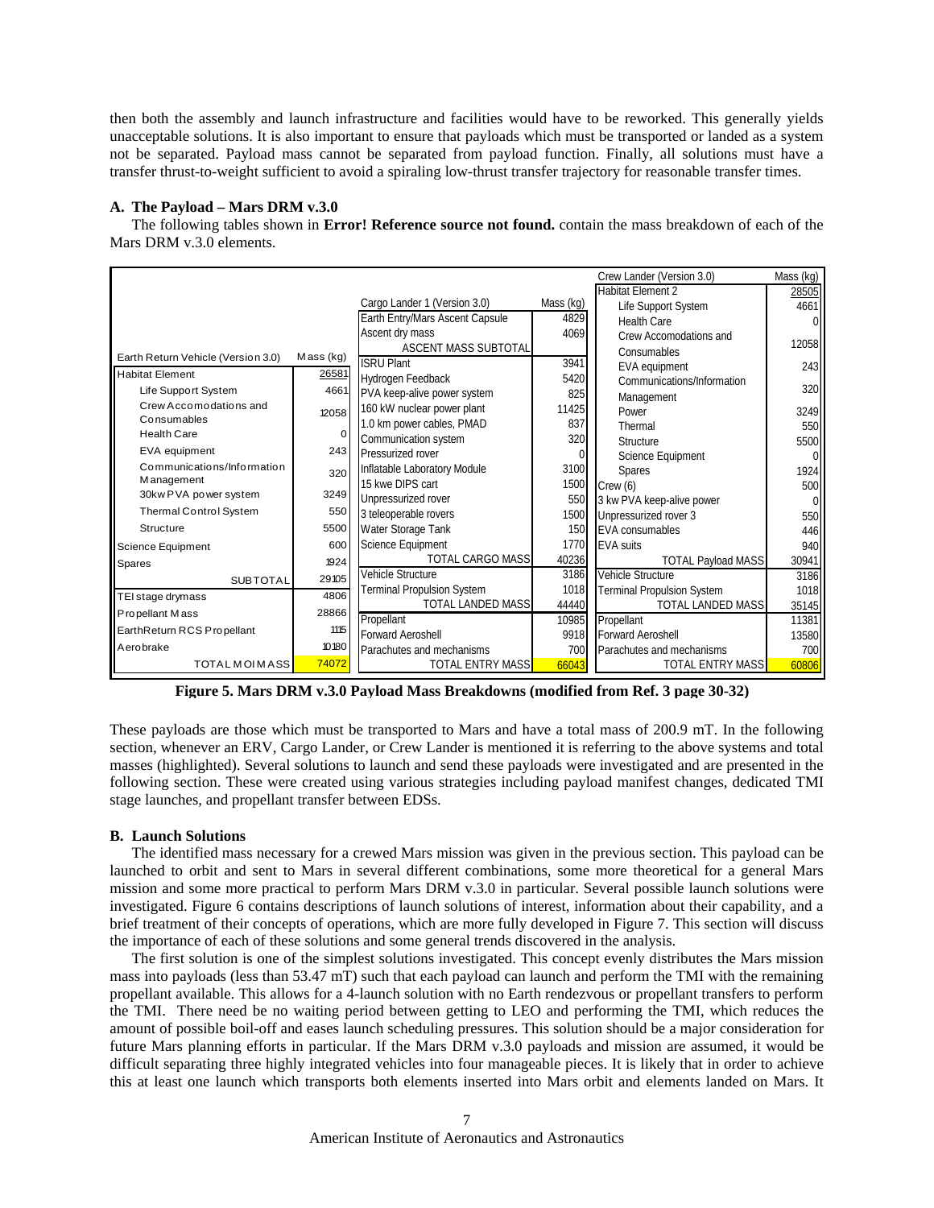then both the assembly and launch infrastructure and facilities would have to be reworked. This generally yields unacceptable solutions. It is also important to ensure that payloads which must be transported or landed as a system not be separated. Payload mass cannot be separated from payload function. Finally, all solutions must have a transfer thrust-to-weight sufficient to avoid a spiraling low-thrust transfer trajectory for reasonable transfer times.

### A. The Payload – Mars DRM v.3.0

The following tables shown in **Error! Reference source not found.** contain the mass breakdown of each of the Mars DRM v.3.0 elements.

| Earth Return Vehicle (Version 3.0) | Mass (kg) |
|---|---|
| Habitat Element | 26581 |
| Life Support System | 4661 |
| Crew Accomodations and Consumables | 12058 |
| Health Care | 0 |
| EVA equipment | 243 |
| Communications/Information Management | 320 |
| 30kw PVA power system | 3249 |
| Thermal Control System | 550 |
| Structure | 5500 |
| Science Equipment | 600 |
| Spares | 1924 |
| SUBTOTAL | 29105 |
| TEI stage drymass | 4806 |
| Propellant Mass | 28866 |
| EarthReturn RCS Propellant | 1115 |
| Aerobrake | 10180 |
| TOTAL MOI MASS | 74072 |

| Cargo Lander 1 (Version 3.0) | Mass (kg) |
|---|---|
| Earth Entry/Mars Ascent Capsule | 4829 |
| Ascent dry mass | 4069 |
| ASCENT MASS SUBTOTAL | |
| ISRU Plant | 3941 |
| Hydrogen Feedback | 5420 |
| PVA keep-alive power system | 825 |
| 160 kW nuclear power plant | 11425 |
| 1.0 km power cables, PMAD | 837 |
| Communication system | 320 |
| Pressurized rover | 0 |
| Inflatable Laboratory Module | 3100 |
| 15 kwe DIPS cart | 1500 |
| Unpressurized rover | 550 |
| 3 teleoperable rovers | 1500 |
| Water Storage Tank | 150 |
| Science Equipment | 1770 |
| TOTAL CARGO MASS | 40236 |
| Vehicle Structure | 3186 |
| Terminal Propulsion System | 1018 |
| TOTAL LANDED MASS | 44440 |
| Propellant | 10985 |
| Forward Aeroshell | 9918 |
| Parachutes and mechanisms | 700 |
| TOTAL ENTRY MASS | 66043 |

| Crew Lander (Version 3.0) | Mass (kg) |
|---|---|
| Habitat Element 2 | 28505 |
| Life Support System | 4661 |
| Health Care | 0 |
| Crew Accomodations and Consumables | 12058 |
| EVA equipment | 243 |
| Communications/Information Management | 320 |
| Power | 3249 |
| Thermal | 550 |
| Structure | 5500 |
| Science Equipment | 0 |
| Spares | 1924 |
| Crew (6) | 500 |
| 3 kw PVA keep-alive power | 0 |
| Unpressurized rover 3 | 550 |
| EVA consumables | 446 |
| EVA suits | 940 |
| TOTAL Payload MASS | 30941 |
| Vehicle Structure | 3186 |
| Terminal Propulsion System | 1018 |
| TOTAL LANDED MASS | 35145 |
| Propellant | 11381 |
| Forward Aeroshell | 13580 |
| Parachutes and mechanisms | 700 |
| TOTAL ENTRY MASS | 60806 |

**Figure 5. Mars DRM v.3.0 Payload Mass Breakdowns (modified from Ref. 3 page 30-32)**

These payloads are those which must be transported to Mars and have a total mass of 200.9 mT. In the following section, whenever an ERV, Cargo Lander, or Crew Lander is mentioned it is referring to the above systems and total masses (highlighted). Several solutions to launch and send these payloads were investigated and are presented in the following section. These were created using various strategies including payload manifest changes, dedicated TMI stage launches, and propellant transfer between EDSs.

### B. Launch Solutions

The identified mass necessary for a crewed Mars mission was given in the previous section. This payload can be launched to orbit and sent to Mars in several different combinations, some more theoretical for a general Mars mission and some more practical to perform Mars DRM v.3.0 in particular. Several possible launch solutions were investigated. Figure 6 contains descriptions of launch solutions of interest, information about their capability, and a brief treatment of their concepts of operations, which are more fully developed in Figure 7. This section will discuss the importance of each of these solutions and some general trends discovered in the analysis.

The first solution is one of the simplest solutions investigated. This concept evenly distributes the Mars mission mass into payloads (less than 53.47 mT) such that each payload can launch and perform the TMI with the remaining propellant available. This allows for a 4-launch solution with no Earth rendezvous or propellant transfers to perform the TMI. There need be no waiting period between getting to LEO and performing the TMI, which reduces the amount of possible boil-off and eases launch scheduling pressures. This solution should be a major consideration for future Mars planning efforts in particular. If the Mars DRM v.3.0 payloads and mission are assumed, it would be difficult separating three highly integrated vehicles into four manageable pieces. It is likely that in order to achieve this at least one launch which transports both elements inserted into Mars orbit and elements landed on Mars. It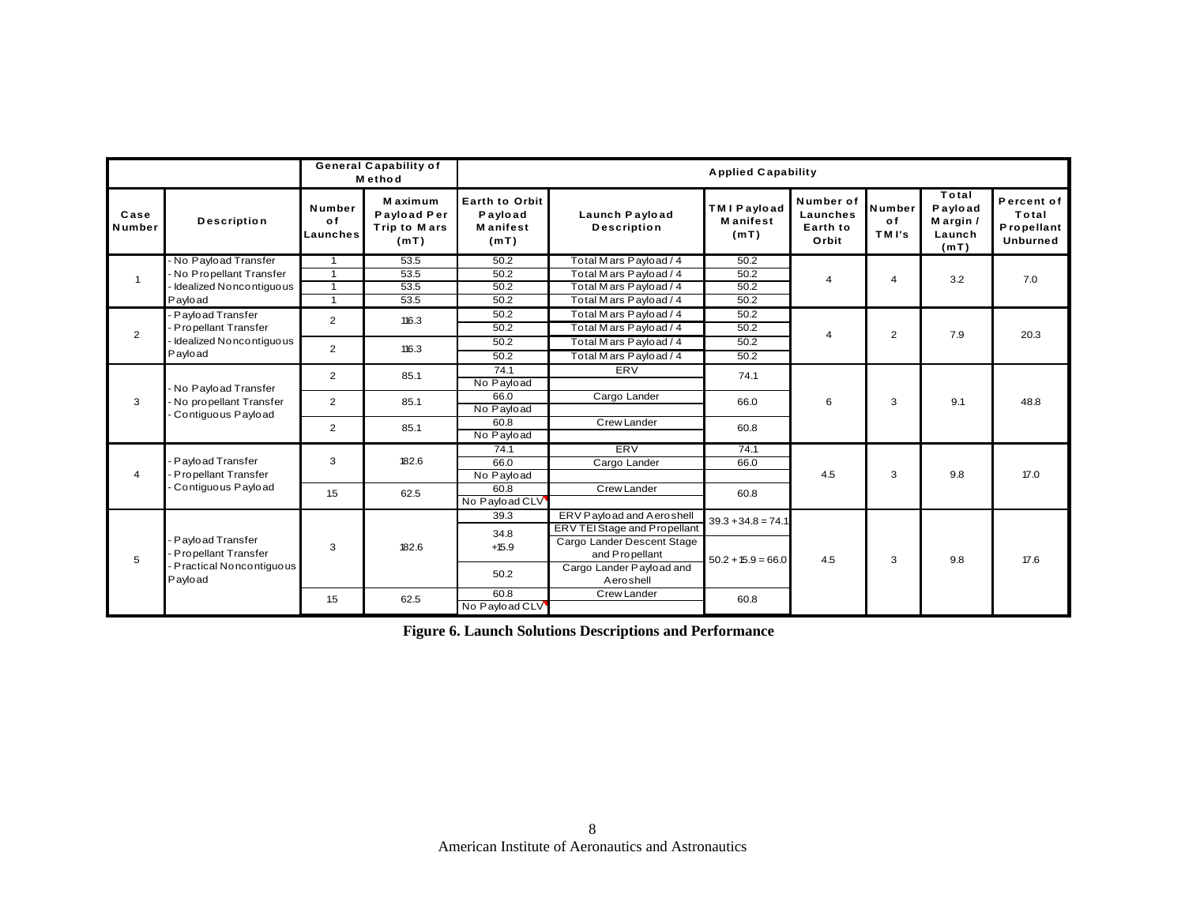| | | General Capability of Method | | Applied Capability | | | | | | |
|---|---|---|---|---|---|---|---|---|---|---|
| Case Number | Description | Number of Launches | Maximum Payload Per Trip to Mars (mT) | Earth to Orbit Payload Manifest (mT) | Launch Payload Description | TMI Payload Manifest (mT) | Number of Launches Earth to Orbit | Number of TMI's | Total Payload Margin / Launch (mT) | Percent of Total Propellant Unburned |
| 1 | - No Payload Transfer | 1 | 53.5 | 50.2 | Total Mars Payload / 4 | 50.2 | 4 | 4 | 3.2 | 7.0 |
| | - No Propellant Transfer | 1 | 53.5 | 50.2 | Total Mars Payload / 4 | 50.2 | | | | |
| | - Idealized Noncontiguous | 1 | 53.5 | 50.2 | Total Mars Payload / 4 | 50.2 | | | | |
| | Payload | 1 | 53.5 | 50.2 | Total Mars Payload / 4 | 50.2 | | | | |
| 2 | - Payload Transfer | 2 | 116.3 | 50.2 | Total Mars Payload / 4 | 50.2 | 4 | 2 | 7.9 | 20.3 |
| | - Propellant Transfer | | | 50.2 | Total Mars Payload / 4 | 50.2 | | | | |
| | - Idealized Noncontiguous | 2 | 116.3 | 50.2 | Total Mars Payload / 4 | 50.2 | | | | |
| | Payload | | | 50.2 | Total Mars Payload / 4 | 50.2 | | | | |
| 3 | - No Payload Transfer | 2 | 85.1 | 74.1 | ERV | 74.1 | 6 | 3 | 9.1 | 48.8 |
| | - No propellant Transfer | | | No Payload | | | | | | |
| | - Contiguous Payload | 2 | 85.1 | 66.0 | Cargo Lander | 66.0 | | | | |
| | | | | No Payload | | | | | | |
| | | 2 | 85.1 | 60.8 | Crew Lander | 60.8 | | | | |
| | | | | No Payload | | | | | | |
| 4 | - Payload Transfer | 3 | 182.6 | 74.1 | ERV | 74.1 | 4.5 | 3 | 9.8 | 17.0 |
| | - Propellant Transfer | | | 66.0 | Cargo Lander | 66.0 | | | | |
| | - Contiguous Payload | | | No Payload | | | | | | |
| | | 1.5 | 62.5 | 60.8 | Crew Lander | 60.8 | | | | |
| | | | | No Payload CLV | | | | | | |
| 5 | - Payload Transfer | 3 | 182.6 | 39.3 | ERV Payload and Aeroshell | 39.3 + 34.8 = 74.1 | 4.5 | 3 | 9.8 | 17.6 |
| | - Propellant Transfer | | | 34.8 | ERV TEI Stage and Propellant | | | | | |
| | - Practical Noncontiguous | | | +15.9 | Cargo Lander Descent Stage and Propellant | 50.2 + 15.9 = 66.0 | | | | |
| | Payload | | | 50.2 | Cargo Lander Payload and Aeroshell | | | | | |
| | | 1.5 | 62.5 | 60.8 | Crew Lander | 60.8 | | | | |
| | | | | No Payload CLV | | | | | | |

**Figure 6. Launch Solutions Descriptions and Performance**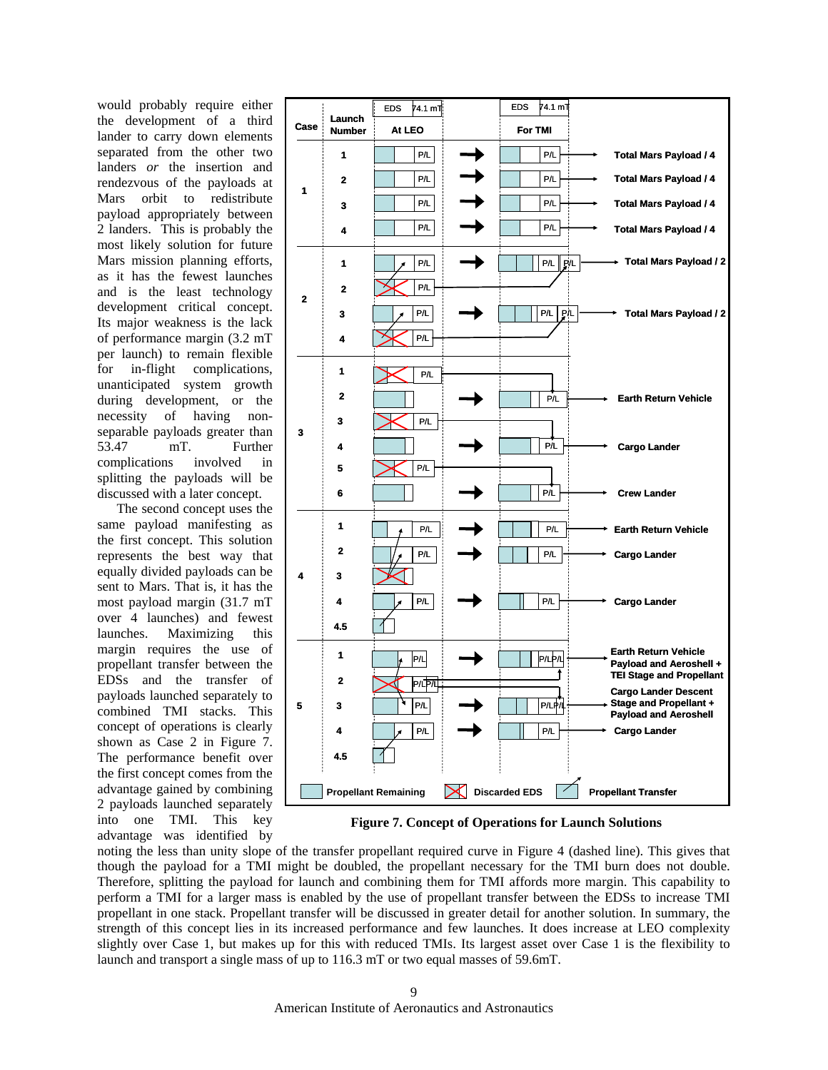would probably require either the development of a third lander to carry down elements separated from the other two landers *or* the insertion and rendezvous of the payloads at Mars orbit to redistribute payload appropriately between 2 landers. This is probably the most likely solution for future Mars mission planning efforts, as it has the fewest launches and is the least technology development critical concept. Its major weakness is the lack of performance margin (3.2 mT per launch) to remain flexible for in-flight complications, unanticipated system growth during development, or the necessity of having non-separable payloads greater than 53.47 mT. Further complications involved in splitting the payloads will be discussed with a later concept.

The second concept uses the same payload manifesting as the first concept. This solution represents the best way that equally divided payloads can be sent to Mars. That is, it has the most payload margin (31.7 mT over 4 launches) and fewest launches. Maximizing this margin requires the use of propellant transfer between the EDSs and the transfer of payloads launched separately to combined TMI stacks. This concept of operations is clearly shown as Case 2 in Figure 7. The performance benefit over the first concept comes from the advantage gained by combining 2 payloads launched separately into one TMI. This key advantage was identified by noting the less than unity slope of the transfer propellant required curve in Figure 4 (dashed line). This gives that though the payload for a TMI might be doubled, the propellant necessary for the TMI burn does not double. Therefore, splitting the payload for launch and combining them for TMI affords more margin. This capability to perform a TMI for a larger mass is enabled by the use of propellant transfer between the EDSs to increase TMI propellant in one stack. Propellant transfer will be discussed in greater detail for another solution. In summary, the strength of this concept lies in its increased performance and few launches. It does increase at LEO complexity slightly over Case 1, but makes up for this with reduced TMIs. Its largest asset over Case 1 is the flexibility to launch and transport a single mass of up to 116.3 mT or two equal masses of 59.6mT.

**Figure 7. Concept of Operations for Launch Solutions**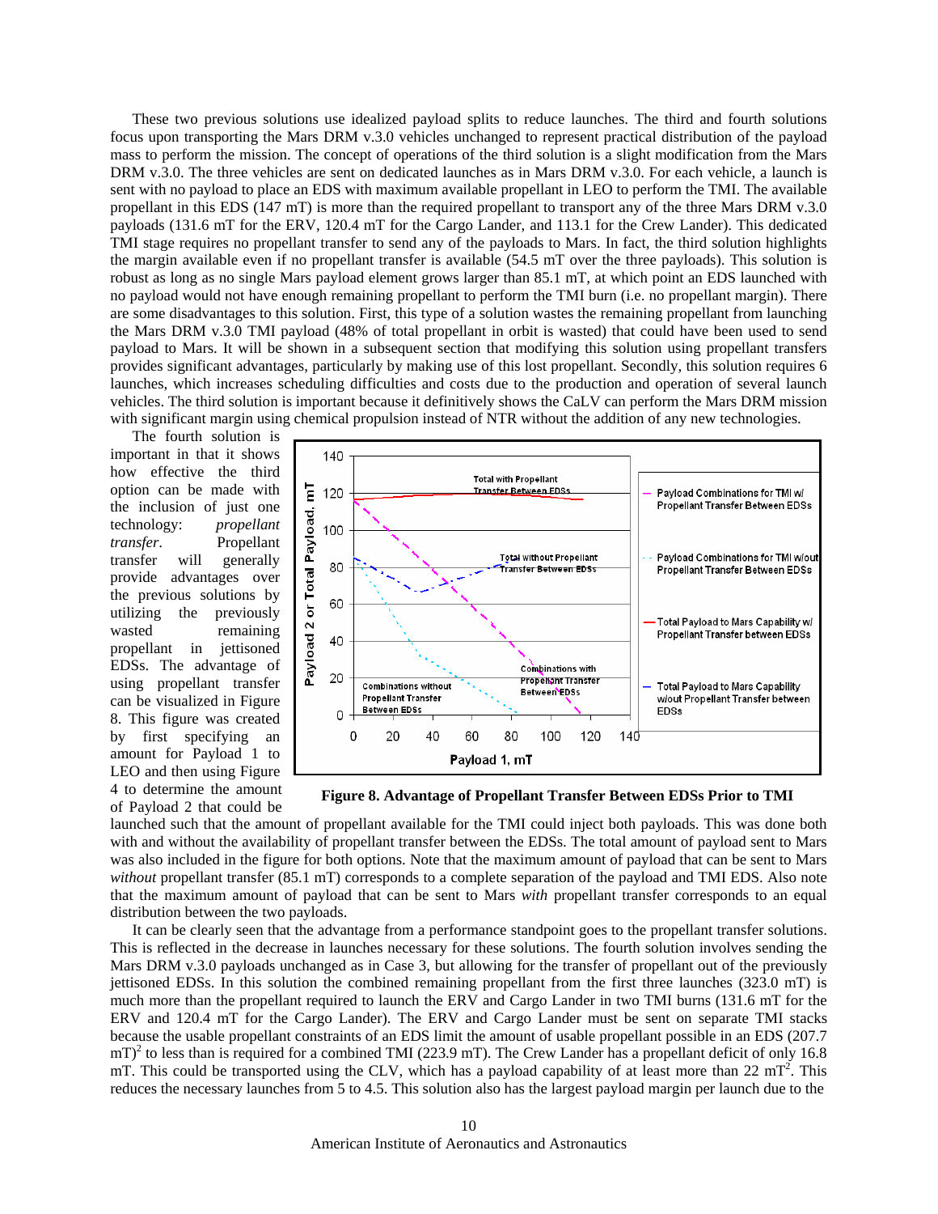These two previous solutions use idealized payload splits to reduce launches. The third and fourth solutions focus upon transporting the Mars DRM v.3.0 vehicles unchanged to represent practical distribution of the payload mass to perform the mission. The concept of operations of the third solution is a slight modification from the Mars DRM v.3.0. The three vehicles are sent on dedicated launches as in Mars DRM v.3.0. For each vehicle, a launch is sent with no payload to place an EDS with maximum available propellant in LEO to perform the TMI. The available propellant in this EDS (147 mT) is more than the required propellant to transport any of the three Mars DRM v.3.0 payloads (131.6 mT for the ERV, 120.4 mT for the Cargo Lander, and 113.1 for the Crew Lander). This dedicated TMI stage requires no propellant transfer to send any of the payloads to Mars. In fact, the third solution highlights the margin available even if no propellant transfer is available (54.5 mT over the three payloads). This solution is robust as long as no single Mars payload element grows larger than 85.1 mT, at which point an EDS launched with no payload would not have enough remaining propellant to perform the TMI burn (i.e. no propellant margin). There are some disadvantages to this solution. First, this type of a solution wastes the remaining propellant from launching the Mars DRM v.3.0 TMI payload (48% of total propellant in orbit is wasted) that could have been used to send payload to Mars. It will be shown in a subsequent section that modifying this solution using propellant transfers provides significant advantages, particularly by making use of this lost propellant. Secondly, this solution requires 6 launches, which increases scheduling difficulties and costs due to the production and operation of several launch vehicles. The third solution is important because it definitively shows the CaLV can perform the Mars DRM mission with significant margin using chemical propulsion instead of NTR without the addition of any new technologies.

The fourth solution is important in that it shows how effective the third option can be made with the inclusion of just one technology: *propellant transfer*. Propellant transfer will generally provide advantages over the previous solutions by utilizing the previously wasted remaining propellant in jettisoned EDSs. The advantage of using propellant transfer can be visualized in Figure 8. This figure was created by first specifying an amount for Payload 1 to LEO and then using Figure 4 to determine the amount of Payload 2 that could be launched such that the amount of propellant available for the TMI could inject both payloads. This was done both with and without the availability of propellant transfer between the EDSs. The total amount of payload sent to Mars was also included in the figure for both options. Note that the maximum amount of payload that can be sent to Mars *without* propellant transfer (85.1 mT) corresponds to a complete separation of the payload and TMI EDS. Also note that the maximum amount of payload that can be sent to Mars *with* propellant transfer corresponds to an equal distribution between the two payloads.

**Figure 8. Advantage of Propellant Transfer Between EDSs Prior to TMI**

It can be clearly seen that the advantage from a performance standpoint goes to the propellant transfer solutions. This is reflected in the decrease in launches necessary for these solutions. The fourth solution involves sending the Mars DRM v.3.0 payloads unchanged as in Case 3, but allowing for the transfer of propellant out of the previously jettisoned EDSs. In this solution the combined remaining propellant from the first three launches (323.0 mT) is much more than the propellant required to launch the ERV and Cargo Lander in two TMI burns (131.6 mT for the ERV and 120.4 mT for the Cargo Lander). The ERV and Cargo Lander must be sent on separate TMI stacks because the usable propellant constraints of an EDS limit the amount of usable propellant possible in an EDS (207.7 mT)[2] to less than is required for a combined TMI (223.9 mT). The Crew Lander has a propellant deficit of only 16.8 mT. This could be transported using the CLV, which has a payload capability of at least more than 22 mT[2]. This reduces the necessary launches from 5 to 4.5. This solution also has the largest payload margin per launch due to the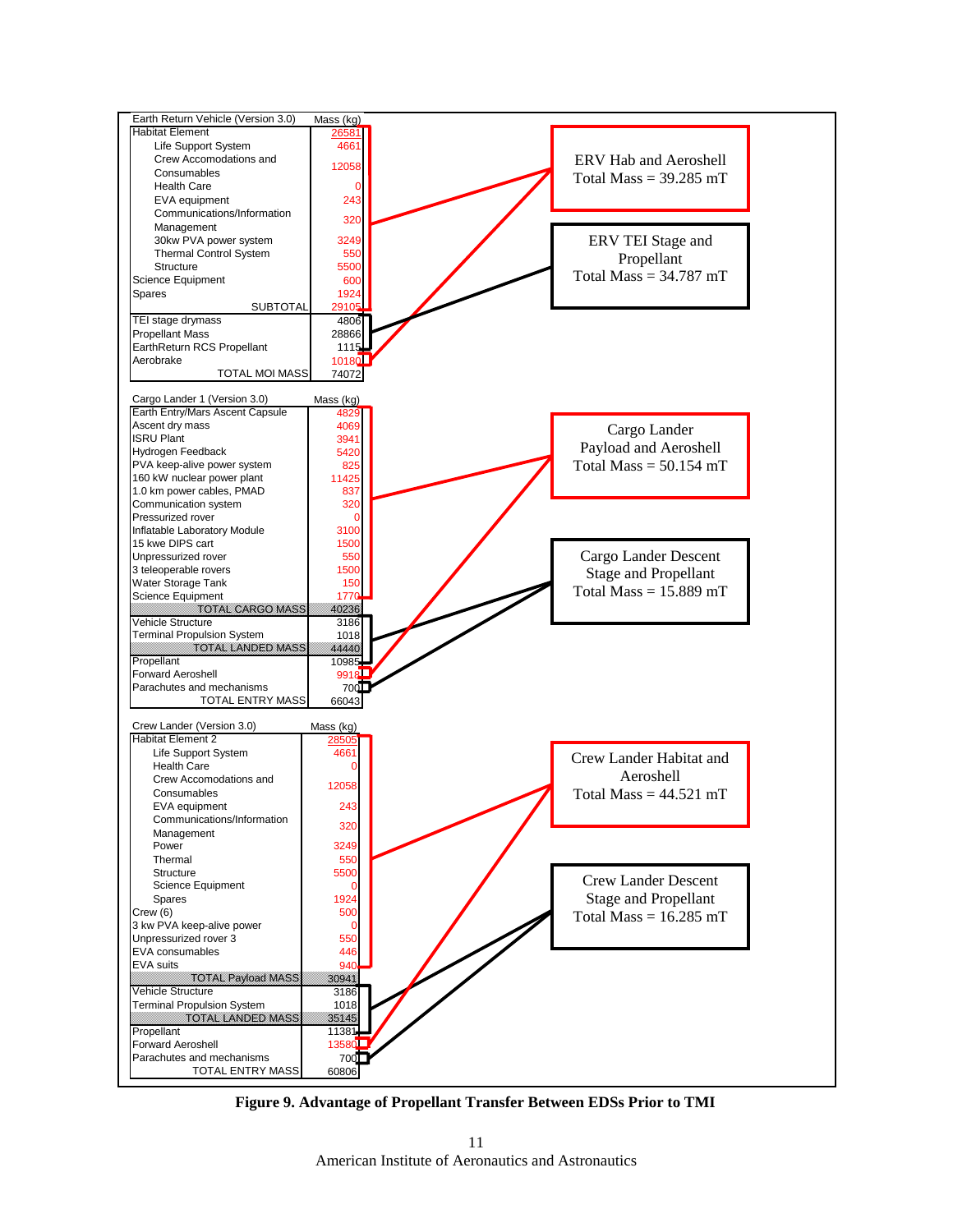| Earth Return Vehicle (Version 3.0) | Mass (kg) |
|---|---|
| Habitat Element | 26581 |
| Life Support System | 4661 |
| Crew Accomodations and Consumables | 12058 |
| Health Care | 0 |
| EVA equipment | 243 |
| Communications/Information Management | 320 |
| 30kw PVA power system | 3249 |
| Thermal Control System | 550 |
| Structure | 5500 |
| Science Equipment | 600 |
| Spares | 1924 |
| SUBTOTAL | 29105 |
| TEI stage drymass | 4806 |
| Propellant Mass | 28866 |
| EarthReturn RCS Propellant | 1115 |
| Aerobrake | 10180 |
| TOTAL MOI MASS | 74072 |

ERV Hab and Aeroshell
Total Mass = 39.285 mT

ERV TEI Stage and Propellant
Total Mass = 34.787 mT

| Cargo Lander 1 (Version 3.0) | Mass (kg) |
|---|---|
| Earth Entry/Mars Ascent Capsule | 4829 |
| Ascent dry mass | 4069 |
| ISRU Plant | 3941 |
| Hydrogen Feedback | 5420 |
| PVA keep-alive power system | 825 |
| 160 kW nuclear power plant | 11425 |
| 1.0 km power cables, PMAD | 837 |
| Communication system | 320 |
| Pressurized rover | 0 |
| Inflatable Laboratory Module | 3100 |
| 15 kwe DIPS cart | 1500 |
| Unpressurized rover | 550 |
| 3 teleoperable rovers | 1500 |
| Water Storage Tank | 150 |
| Science Equipment | 1770 |
| TOTAL CARGO MASS | 40236 |
| Vehicle Structure | 3186 |
| Terminal Propulsion System | 1018 |
| TOTAL LANDED MASS | 44440 |
| Propellant | 10985 |
| Forward Aeroshell | 9918 |
| Parachutes and mechanisms | 700 |
| TOTAL ENTRY MASS | 66043 |

Cargo Lander Payload and Aeroshell
Total Mass = 50.154 mT

Cargo Lander Descent Stage and Propellant
Total Mass = 15.889 mT

| Crew Lander (Version 3.0) | Mass (kg) |
|---|---|
| Habitat Element 2 | 28505 |
| Life Support System | 4661 |
| Health Care | 0 |
| Crew Accomodations and Consumables | 12058 |
| EVA equipment | 243 |
| Communications/Information Management | 320 |
| Power | 3249 |
| Thermal | 550 |
| Structure | 5500 |
| Science Equipment | 0 |
| Spares | 1924 |
| Crew (6) | 500 |
| 3 kw PVA keep-alive power | 0 |
| Unpressurized rover 3 | 550 |
| EVA consumables | 446 |
| EVA suits | 940 |
| TOTAL Payload MASS | 30941 |
| Vehicle Structure | 3186 |
| Terminal Propulsion System | 1018 |
| TOTAL LANDED MASS | 35145 |
| Propellant | 11381 |
| Forward Aeroshell | 13580 |
| Parachutes and mechanisms | 700 |
| TOTAL ENTRY MASS | 60806 |

Crew Lander Habitat and Aeroshell
Total Mass = 44.521 mT

Crew Lander Descent Stage and Propellant
Total Mass = 16.285 mT

**Figure 9. Advantage of Propellant Transfer Between EDSs Prior to TMI**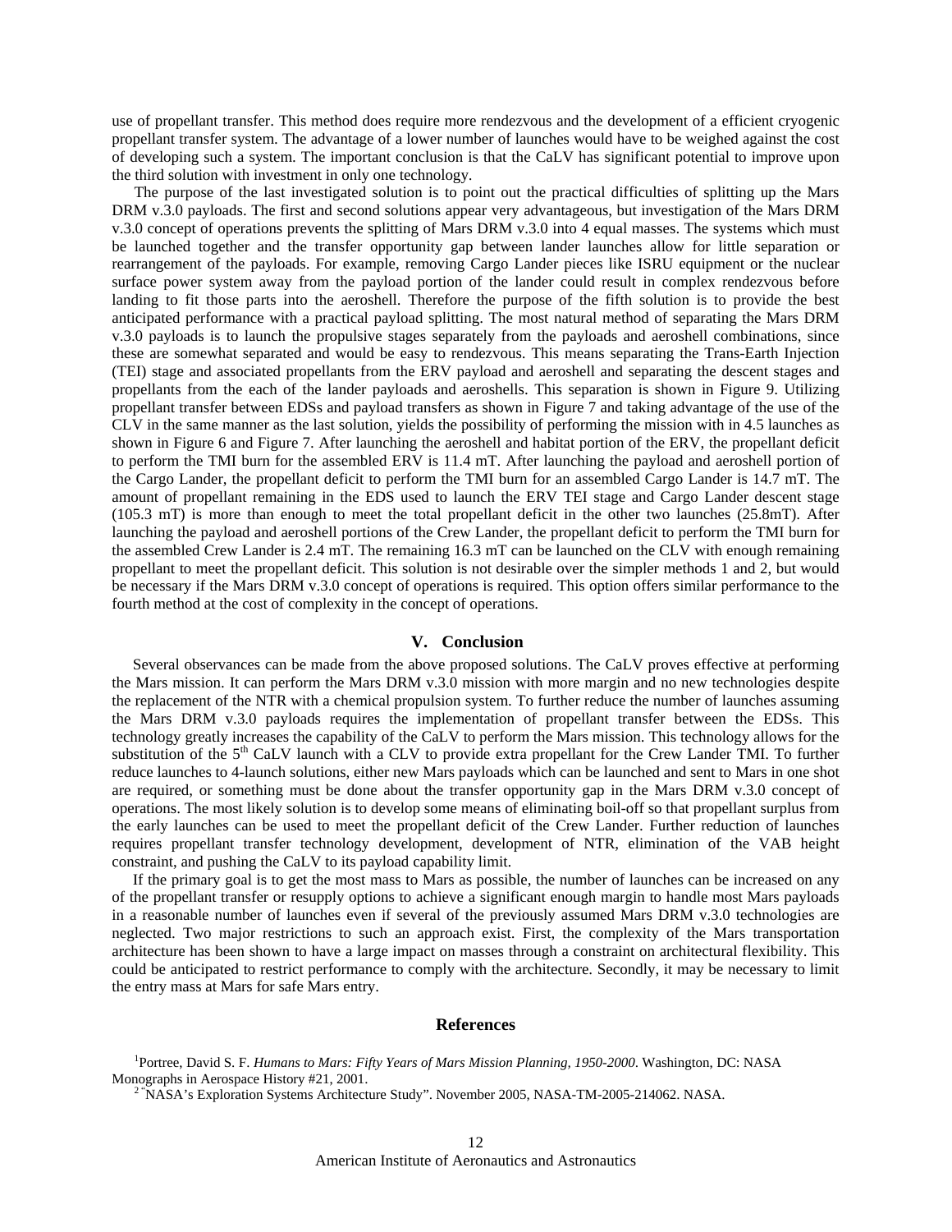use of propellant transfer. This method does require more rendezvous and the development of a efficient cryogenic propellant transfer system. The advantage of a lower number of launches would have to be weighed against the cost of developing such a system. The important conclusion is that the CaLV has significant potential to improve upon the third solution with investment in only one technology.

The purpose of the last investigated solution is to point out the practical difficulties of splitting up the Mars DRM v.3.0 payloads. The first and second solutions appear very advantageous, but investigation of the Mars DRM v.3.0 concept of operations prevents the splitting of Mars DRM v.3.0 into 4 equal masses. The systems which must be launched together and the transfer opportunity gap between lander launches allow for little separation or rearrangement of the payloads. For example, removing Cargo Lander pieces like ISRU equipment or the nuclear surface power system away from the payload portion of the lander could result in complex rendezvous before landing to fit those parts into the aeroshell. Therefore the purpose of the fifth solution is to provide the best anticipated performance with a practical payload splitting. The most natural method of separating the Mars DRM v.3.0 payloads is to launch the propulsive stages separately from the payloads and aeroshell combinations, since these are somewhat separated and would be easy to rendezvous. This means separating the Trans-Earth Injection (TEI) stage and associated propellants from the ERV payload and aeroshell and separating the descent stages and propellants from the each of the lander payloads and aeroshells. This separation is shown in Figure 9. Utilizing propellant transfer between EDSs and payload transfers as shown in Figure 7 and taking advantage of the use of the CLV in the same manner as the last solution, yields the possibility of performing the mission with in 4.5 launches as shown in Figure 6 and Figure 7. After launching the aeroshell and habitat portion of the ERV, the propellant deficit to perform the TMI burn for the assembled ERV is 11.4 mT. After launching the payload and aeroshell portion of the Cargo Lander, the propellant deficit to perform the TMI burn for an assembled Cargo Lander is 14.7 mT. The amount of propellant remaining in the EDS used to launch the ERV TEI stage and Cargo Lander descent stage (105.3 mT) is more than enough to meet the total propellant deficit in the other two launches (25.8mT). After launching the payload and aeroshell portions of the Crew Lander, the propellant deficit to perform the TMI burn for the assembled Crew Lander is 2.4 mT. The remaining 16.3 mT can be launched on the CLV with enough remaining propellant to meet the propellant deficit. This solution is not desirable over the simpler methods 1 and 2, but would be necessary if the Mars DRM v.3.0 concept of operations is required. This option offers similar performance to the fourth method at the cost of complexity in the concept of operations.

## V. Conclusion

Several observances can be made from the above proposed solutions. The CaLV proves effective at performing the Mars mission. It can perform the Mars DRM v.3.0 mission with more margin and no new technologies despite the replacement of the NTR with a chemical propulsion system. To further reduce the number of launches assuming the Mars DRM v.3.0 payloads requires the implementation of propellant transfer between the EDSs. This technology greatly increases the capability of the CaLV to perform the Mars mission. This technology allows for the substitution of the 5th CaLV launch with a CLV to provide extra propellant for the Crew Lander TMI. To further reduce launches to 4-launch solutions, either new Mars payloads which can be launched and sent to Mars in one shot are required, or something must be done about the transfer opportunity gap in the Mars DRM v.3.0 concept of operations. The most likely solution is to develop some means of eliminating boil-off so that propellant surplus from the early launches can be used to meet the propellant deficit of the Crew Lander. Further reduction of launches requires propellant transfer technology development, development of NTR, elimination of the VAB height constraint, and pushing the CaLV to its payload capability limit.

If the primary goal is to get the most mass to Mars as possible, the number of launches can be increased on any of the propellant transfer or resupply options to achieve a significant enough margin to handle most Mars payloads in a reasonable number of launches even if several of the previously assumed Mars DRM v.3.0 technologies are neglected. Two major restrictions to such an approach exist. First, the complexity of the Mars transportation architecture has been shown to have a large impact on masses through a constraint on architectural flexibility. This could be anticipated to restrict performance to comply with the architecture. Secondly, it may be necessary to limit the entry mass at Mars for safe Mars entry.

## References

[1]Portree, David S. F. *Humans to Mars: Fifty Years of Mars Mission Planning, 1950-2000*. Washington, DC: NASA Monographs in Aerospace History #21, 2001.

[2]"NASA's Exploration Systems Architecture Study". November 2005, NASA-TM-2005-214062. NASA.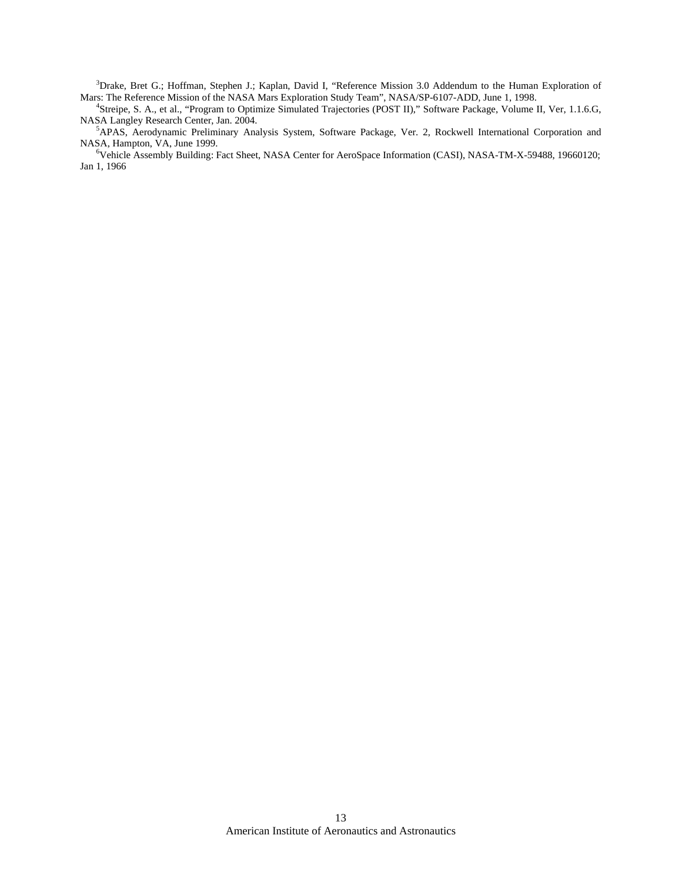[3]Drake, Bret G.; Hoffman, Stephen J.; Kaplan, David I, "Reference Mission 3.0 Addendum to the Human Exploration of Mars: The Reference Mission of the NASA Mars Exploration Study Team", NASA/SP-6107-ADD, June 1, 1998.

[4]Streipe, S. A., et al., "Program to Optimize Simulated Trajectories (POST II)," Software Package, Volume II, Ver, 1.1.6.G, NASA Langley Research Center, Jan. 2004.

[5]APAS, Aerodynamic Preliminary Analysis System, Software Package, Ver. 2, Rockwell International Corporation and NASA, Hampton, VA, June 1999.

[6]Vehicle Assembly Building: Fact Sheet, NASA Center for AeroSpace Information (CASI), NASA-TM-X-59488, 19660120; Jan 1, 1966